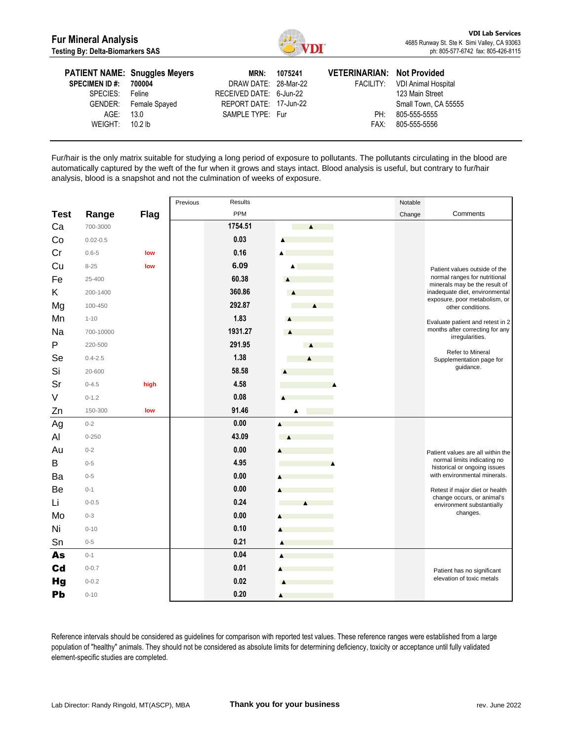# Fur Mineral Analysis

**Testing By: Delta-Biomarkers SAS**

**VDI Lab Services**
4685 Runway St. Ste K Simi Valley, CA 93063
ph: 805-577-6742 fax: 805-426-8115

| | | | | | |
|---|---|---|---|---|---|
| **PATIENT NAME:** | **Snuggles Meyers** | **MRN:** | **1075241** | **VETERINARIAN:** | **Not Provided** |
| **SPECIMEN ID #:** | **700004** | DRAW DATE: | 28-Mar-22 | FACILITY: | VDI Animal Hospital |
| SPECIES: | Feline | RECEIVED DATE: | 6-Jun-22 | | 123 Main Street |
| GENDER: | Female Spayed | REPORT DATE: | 17-Jun-22 | | Small Town, CA 55555 |
| AGE: | 13.0 | SAMPLE TYPE: | Fur | PH: | 805-555-5555 |
| WEIGHT: | 10.2 lb | | | FAX: | 805-555-5556 |

Fur/hair is the only matrix suitable for studying a long period of exposure to pollutants. The pollutants circulating in the blood are automatically captured by the weft of the fur when it grows and stays intact. Blood analysis is useful, but contrary to fur/hair analysis, blood is a snapshot and not the culmination of weeks of exposure.

| Test | Range | Flag | Previous | Results PPM | Notable Change | Comments |
|---|---|---|---|---|---|---|
| Ca | 700-3000 | | | 1754.51 | | Patient values outside of the normal ranges for nutritional minerals may be the result of inadequate diet, environmental exposure, poor metabolism, or other conditions. Evaluate patient and retest in 2 months after correcting for any irregularities. Refer to Mineral Supplementation page for guidance. |
| Co | 0.02-0.5 | | | 0.03 | | |
| Cr | 0.6-5 | low | | 0.16 | | |
| Cu | 8-25 | low | | 6.09 | | |
| Fe | 25-400 | | | 60.38 | | |
| K | 200-1400 | | | 360.86 | | |
| Mg | 100-450 | | | 292.87 | | |
| Mn | 1-10 | | | 1.83 | | |
| Na | 700-10000 | | | 1931.27 | | |
| P | 220-500 | | | 291.95 | | |
| Se | 0.4-2.5 | | | 1.38 | | |
| Si | 20-600 | | | 58.58 | | |
| Sr | 0-4.5 | high | | 4.58 | | |
| V | 0-1.2 | | | 0.08 | | |
| Zn | 150-300 | low | | 91.46 | | |
| Ag | 0-2 | | | 0.00 | | Patient values are all within the normal limits indicating no historical or ongoing issues with environmental minerals. Retest if major diet or health change occurs, or animal's environment substantially changes. |
| Al | 0-250 | | | 43.09 | | |
| Au | 0-2 | | | 0.00 | | |
| B | 0-5 | | | 4.95 | | |
| Ba | 0-5 | | | 0.00 | | |
| Be | 0-1 | | | 0.00 | | |
| Li | 0-0.5 | | | 0.24 | | |
| Mo | 0-3 | | | 0.00 | | |
| Ni | 0-10 | | | 0.10 | | |
| Sn | 0-5 | | | 0.21 | | |
| **As** | 0-1 | | | 0.04 | | Patient has no significant elevation of toxic metals |
| **Cd** | 0-0.7 | | | 0.01 | | |
| **Hg** | 0-0.2 | | | 0.02 | | |
| **Pb** | 0-10 | | | 0.20 | | |

Reference intervals should be considered as guidelines for comparison with reported test values. These reference ranges were established from a large population of "healthy" animals. They should not be considered as absolute limits for determining deficiency, toxicity or acceptance until fully validated element-specific studies are completed.

Lab Director: Randy Ringold, MT(ASCP), MBA

**Thank you for your business**

rev. June 2022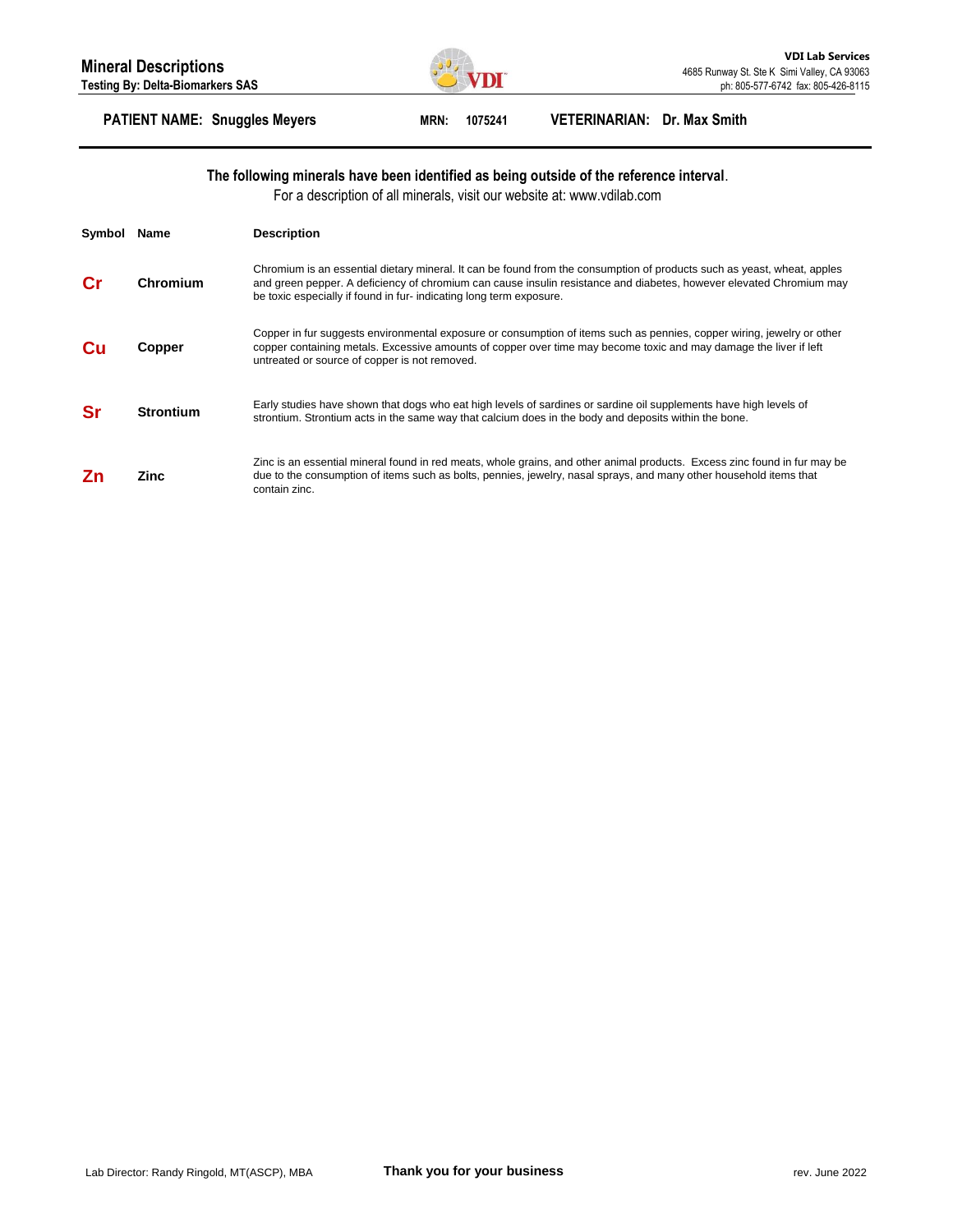# Mineral Descriptions

**Testing By: Delta-Biomarkers SAS**

**VDI Lab Services**
4685 Runway St. Ste K Simi Valley, CA 93063
ph: 805-577-6742 fax: 805-426-8115

**PATIENT NAME: Snuggles Meyers** **MRN: 1075241** **VETERINARIAN: Dr. Max Smith**

**The following minerals have been identified as being outside of the reference interval**.
For a description of all minerals, visit our website at: www.vdilab.com

| Symbol | Name | Description |
|---|---|---|
| **Cr** | **Chromium** | Chromium is an essential dietary mineral. It can be found from the consumption of products such as yeast, wheat, apples and green pepper. A deficiency of chromium can cause insulin resistance and diabetes, however elevated Chromium may be toxic especially if found in fur- indicating long term exposure. |
| **Cu** | **Copper** | Copper in fur suggests environmental exposure or consumption of items such as pennies, copper wiring, jewelry or other copper containing metals. Excessive amounts of copper over time may become toxic and may damage the liver if left untreated or source of copper is not removed. |
| **Sr** | **Strontium** | Early studies have shown that dogs who eat high levels of sardines or sardine oil supplements have high levels of strontium. Strontium acts in the same way that calcium does in the body and deposits within the bone. |
| **Zn** | **Zinc** | Zinc is an essential mineral found in red meats, whole grains, and other animal products. Excess zinc found in fur may be due to the consumption of items such as bolts, pennies, jewelry, nasal sprays, and many other household items that contain zinc. |

Lab Director: Randy Ringold, MT(ASCP), MBA

**Thank you for your business**

rev. June 2022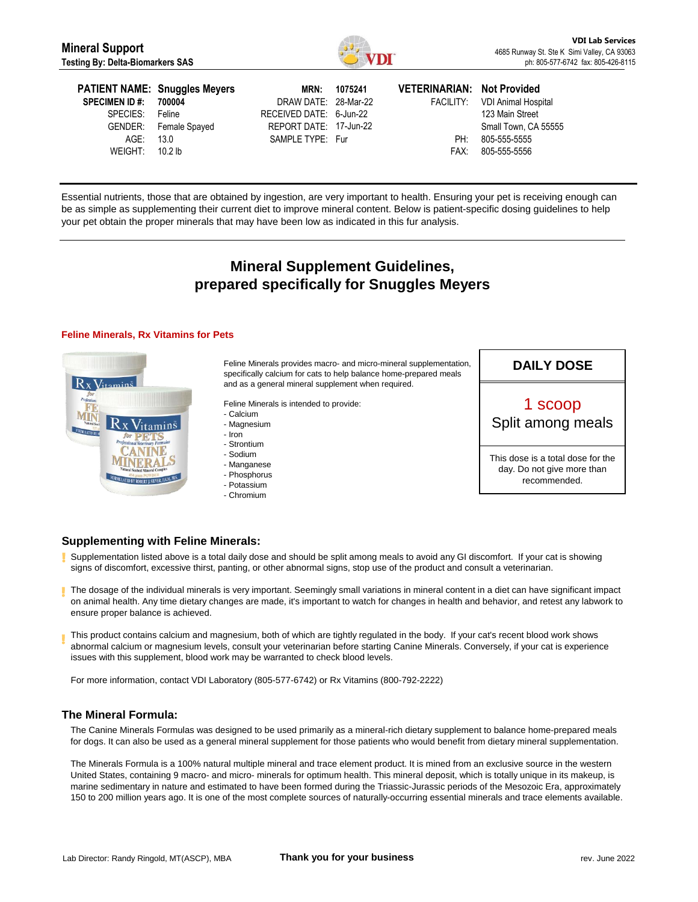**Mineral Support**
**Testing By: Delta-Biomarkers SAS**

**VDI Lab Services**
4685 Runway St. Ste K Simi Valley, CA 93063
ph: 805-577-6742 fax: 805-426-8115

| | | | | | |
|---|---|---|---|---|---|
| **PATIENT NAME:** | **Snuggles Meyers** | **MRN:** | **1075241** | **VETERINARIAN:** | **Not Provided** |
| **SPECIMEN ID #:** | **700004** | DRAW DATE: | 28-Mar-22 | FACILITY: | VDI Animal Hospital |
| SPECIES: | Feline | RECEIVED DATE: | 6-Jun-22 | | 123 Main Street |
| GENDER: | Female Spayed | REPORT DATE: | 17-Jun-22 | | Small Town, CA 55555 |
| AGE: | 13.0 | SAMPLE TYPE: | Fur | PH: | 805-555-5555 |
| WEIGHT: | 10.2 lb | | | FAX: | 805-555-5556 |

Essential nutrients, those that are obtained by ingestion, are very important to health. Ensuring your pet is receiving enough can be as simple as supplementing their current diet to improve mineral content. Below is patient-specific dosing guidelines to help your pet obtain the proper minerals that may have been low as indicated in this fur analysis.

## Mineral Supplement Guidelines, prepared specifically for Snuggles Meyers

### Feline Minerals, Rx Vitamins for Pets

Feline Minerals provides macro- and micro-mineral supplementation, specifically calcium for cats to help balance home-prepared meals and as a general mineral supplement when required.

Feline Minerals is intended to provide:
- Calcium
- Magnesium
- Iron
- Strontium
- Sodium
- Manganese
- Phosphorus
- Potassium
- Chromium

**DAILY DOSE**

1 scoop
Split among meals

This dose is a total dose for the day. Do not give more than recommended.

### Supplementing with Feline Minerals:

- Supplementation listed above is a total daily dose and should be split among meals to avoid any GI discomfort. If your cat is showing signs of discomfort, excessive thirst, panting, or other abnormal signs, stop use of the product and consult a veterinarian.
- The dosage of the individual minerals is very important. Seemingly small variations in mineral content in a diet can have significant impact on animal health. Any time dietary changes are made, it's important to watch for changes in health and behavior, and retest any labwork to ensure proper balance is achieved.
- This product contains calcium and magnesium, both of which are tightly regulated in the body. If your cat's recent blood work shows abnormal calcium or magnesium levels, consult your veterinarian before starting Canine Minerals. Conversely, if your cat is experience issues with this supplement, blood work may be warranted to check blood levels.

For more information, contact VDI Laboratory (805-577-6742) or Rx Vitamins (800-792-2222)

### The Mineral Formula:

The Canine Minerals Formulas was designed to be used primarily as a mineral-rich dietary supplement to balance home-prepared meals for dogs. It can also be used as a general mineral supplement for those patients who would benefit from dietary mineral supplementation.

The Minerals Formula is a 100% natural multiple mineral and trace element product. It is mined from an exclusive source in the western United States, containing 9 macro- and micro- minerals for optimum health. This mineral deposit, which is totally unique in its makeup, is marine sedimentary in nature and estimated to have been formed during the Triassic-Jurassic periods of the Mesozoic Era, approximately 150 to 200 million years ago. It is one of the most complete sources of naturally-occurring essential minerals and trace elements available.

Lab Director: Randy Ringold, MT(ASCP), MBA

**Thank you for your business**

rev. June 2022